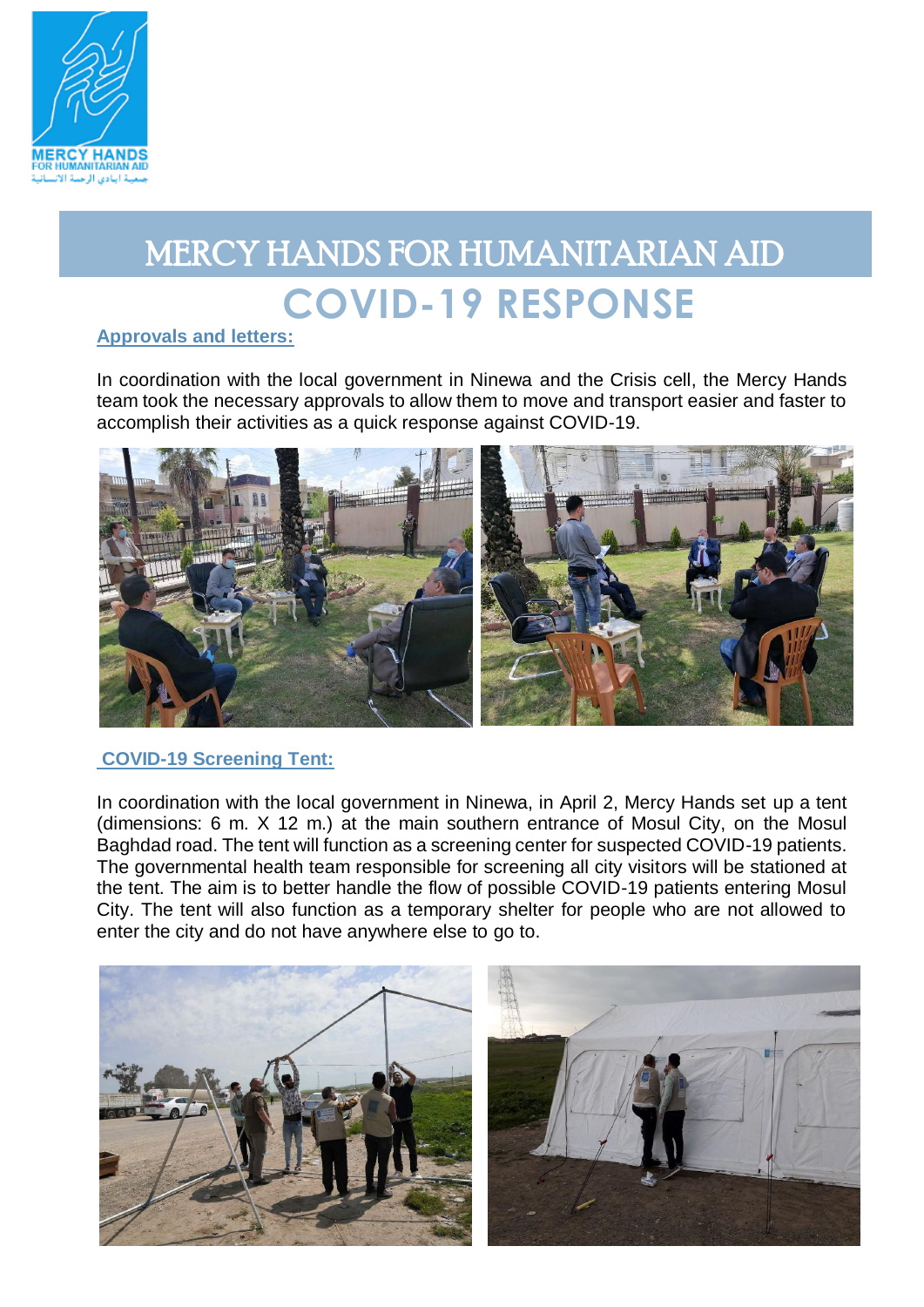# MERCY HANDS FOR HUMANITARIAN AID

## COVID-19 RESPONSE

### Approvals and letters:

In coordination with the local government in Ninewa and the Crisis cell, the Mercy Hands team took the necessary approvals to allow them to move and transport easier and faster to accomplish their activities as a quick response against COVID-19.

### COVID-19 Screening Tent:

In coordination with the local government in Ninewa, in April 2, Mercy Hands set up a tent (dimensions: 6 m. X 12 m.) at the main southern entrance of Mosul City, on the Mosul Baghdad road. The tent will function as a screening center for suspected COVID-19 patients. The governmental health team responsible for screening all city visitors will be stationed at the tent. The aim is to better handle the flow of possible COVID-19 patients entering Mosul City. The tent will also function as a temporary shelter for people who are not allowed to enter the city and do not have anywhere else to go to.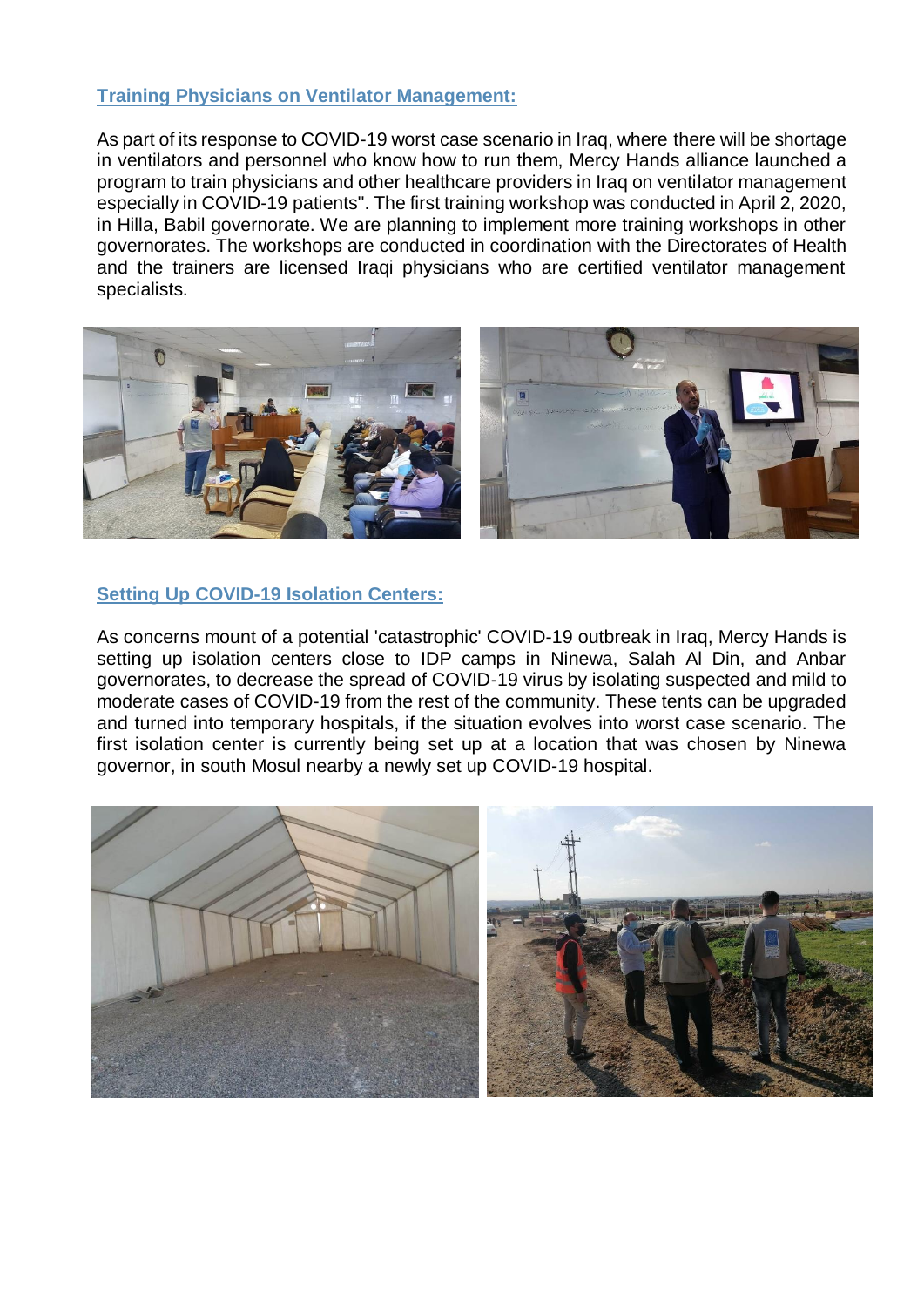## Training Physicians on Ventilator Management:

As part of its response to COVID-19 worst case scenario in Iraq, where there will be shortage in ventilators and personnel who know how to run them, Mercy Hands alliance launched a program to train physicians and other healthcare providers in Iraq on ventilator management especially in COVID-19 patients". The first training workshop was conducted in April 2, 2020, in Hilla, Babil governorate. We are planning to implement more training workshops in other governorates. The workshops are conducted in coordination with the Directorates of Health and the trainers are licensed Iraqi physicians who are certified ventilator management specialists.

## Setting Up COVID-19 Isolation Centers:

As concerns mount of a potential 'catastrophic' COVID-19 outbreak in Iraq, Mercy Hands is setting up isolation centers close to IDP camps in Ninewa, Salah Al Din, and Anbar governorates, to decrease the spread of COVID-19 virus by isolating suspected and mild to moderate cases of COVID-19 from the rest of the community. These tents can be upgraded and turned into temporary hospitals, if the situation evolves into worst case scenario. The first isolation center is currently being set up at a location that was chosen by Ninewa governor, in south Mosul nearby a newly set up COVID-19 hospital.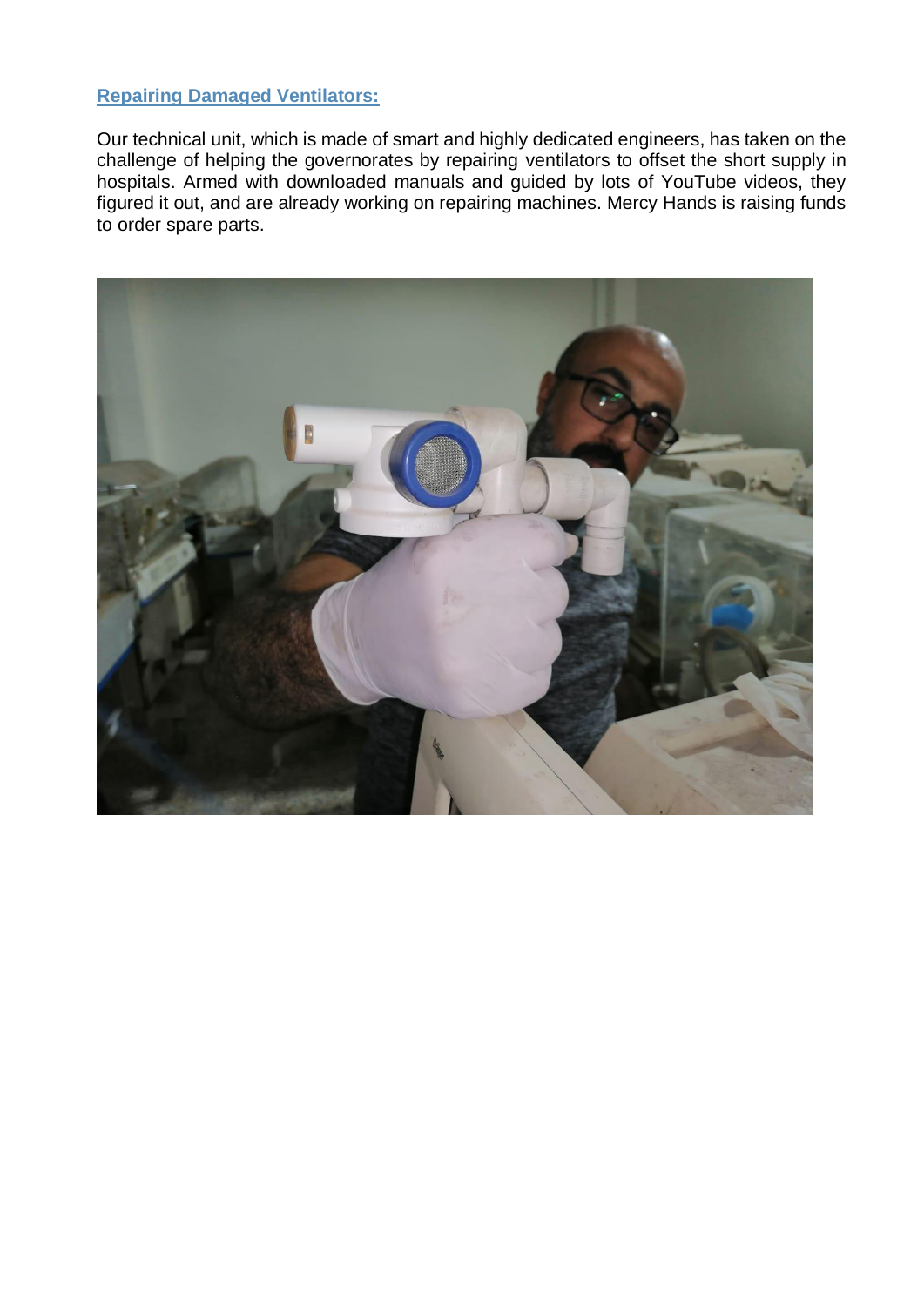## Repairing Damaged Ventilators:

Our technical unit, which is made of smart and highly dedicated engineers, has taken on the challenge of helping the governorates by repairing ventilators to offset the short supply in hospitals. Armed with downloaded manuals and guided by lots of YouTube videos, they figured it out, and are already working on repairing machines. Mercy Hands is raising funds to order spare parts.